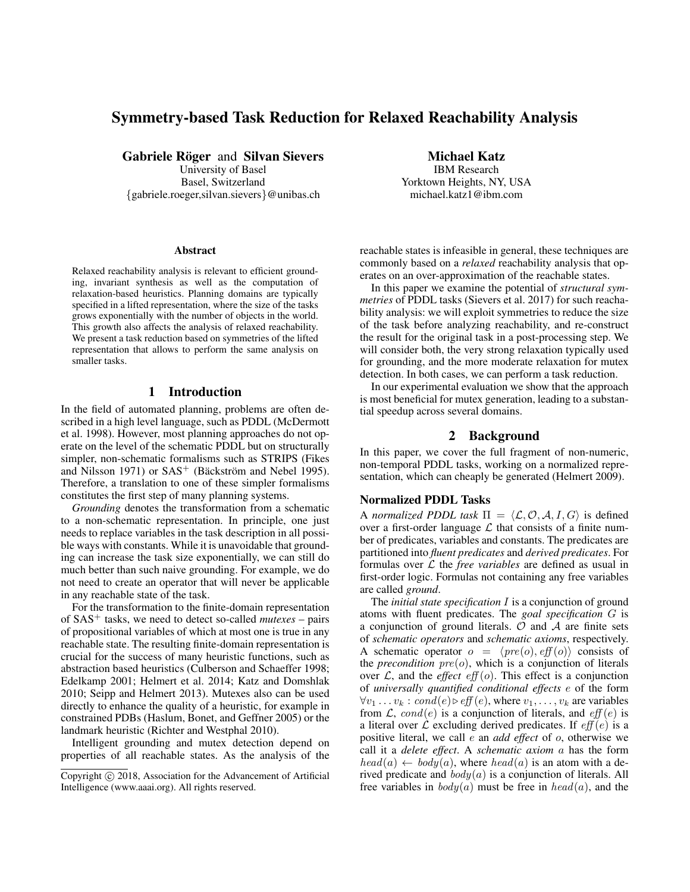# Symmetry-based Task Reduction for Relaxed Reachability Analysis

**Gabriele Röger** and **Silvan Sievers**
University of Basel
Basel, Switzerland
{gabriele.roeger,silvan.sievers}@unibas.ch

**Michael Katz**
IBM Research
Yorktown Heights, NY, USA
michael.katz1@ibm.com

### Abstract

Relaxed reachability analysis is relevant to efficient grounding, invariant synthesis as well as the computation of relaxation-based heuristics. Planning domains are typically specified in a lifted representation, where the size of the tasks grows exponentially with the number of objects in the world. This growth also affects the analysis of relaxed reachability. We present a task reduction based on symmetries of the lifted representation that allows to perform the same analysis on smaller tasks.

## 1 Introduction

In the field of automated planning, problems are often described in a high level language, such as PDDL (McDermott et al. 1998). However, most planning approaches do not operate on the level of the schematic PDDL but on structurally simpler, non-schematic formalisms such as STRIPS (Fikes and Nilsson 1971) or SAS$^+$ (Bäckström and Nebel 1995). Therefore, a translation to one of these simpler formalisms constitutes the first step of many planning systems.

*Grounding* denotes the transformation from a schematic to a non-schematic representation. In principle, one just needs to replace variables in the task description in all possible ways with constants. While it is unavoidable that grounding can increase the task size exponentially, we can still do much better than such naive grounding. For example, we do not need to create an operator that will never be applicable in any reachable state of the task.

For the transformation to the finite-domain representation of SAS$^+$ tasks, we need to detect so-called *mutexes* – pairs of propositional variables of which at most one is true in any reachable state. The resulting finite-domain representation is crucial for the success of many heuristic functions, such as abstraction based heuristics (Culberson and Schaeffer 1998; Edelkamp 2001; Helmert et al. 2014; Katz and Domshlak 2010; Seipp and Helmert 2013). Mutexes also can be used directly to enhance the quality of a heuristic, for example in constrained PDBs (Haslum, Bonet, and Geffner 2005) or the landmark heuristic (Richter and Westphal 2010).

Intelligent grounding and mutex detection depend on properties of all reachable states. As the analysis of the reachable states is infeasible in general, these techniques are commonly based on a *relaxed* reachability analysis that operates on an over-approximation of the reachable states.

In this paper we examine the potential of *structural symmetries* of PDDL tasks (Sievers et al. 2017) for such reachability analysis: we will exploit symmetries to reduce the size of the task before analyzing reachability, and re-construct the result for the original task in a post-processing step. We will consider both, the very strong relaxation typically used for grounding, and the more moderate relaxation for mutex detection. In both cases, we can perform a task reduction.

In our experimental evaluation we show that the approach is most beneficial for mutex generation, leading to a substantial speedup across several domains.

## 2 Background

In this paper, we cover the full fragment of non-numeric, non-temporal PDDL tasks, working on a normalized representation, which can cheaply be generated (Helmert 2009).

### Normalized PDDL Tasks

A *normalized PDDL task* $\Pi = \langle \mathcal{L}, \mathcal{O}, \mathcal{A}, I, G \rangle$ is defined over a first-order language $\mathcal{L}$ that consists of a finite number of predicates, variables and constants. The predicates are partitioned into *fluent predicates* and *derived predicates*. For formulas over $\mathcal{L}$ the *free variables* are defined as usual in first-order logic. Formulas not containing any free variables are called *ground*.

The *initial state specification* $I$ is a conjunction of ground atoms with fluent predicates. The *goal specification* $G$ is a conjunction of ground literals. $\mathcal{O}$ and $\mathcal{A}$ are finite sets of *schematic operators* and *schematic axioms*, respectively. A schematic operator $o = \langle pre(o), eff(o) \rangle$ consists of the *precondition* $pre(o)$, which is a conjunction of literals over $\mathcal{L}$, and the *effect* $eff(o)$. This effect is a conjunction of *universally quantified conditional effects* $e$ of the form $\forall v_1 \dots v_k : cond(e) \triangleright eff(e)$, where $v_1, \dots, v_k$ are variables from $\mathcal{L}$, $cond(e)$ is a conjunction of literals, and $eff(e)$ is a literal over $\mathcal{L}$ excluding derived predicates. If $eff(e)$ is a positive literal, we call $e$ an *add effect* of $o$, otherwise we call it a *delete effect*. A *schematic axiom* $a$ has the form $head(a) \leftarrow body(a)$, where $head(a)$ is an atom with a derived predicate and $body(a)$ is a conjunction of literals. All free variables in $body(a)$ must be free in $head(a)$, and the

Copyright © 2018, Association for the Advancement of Artificial Intelligence (www.aaai.org). All rights reserved.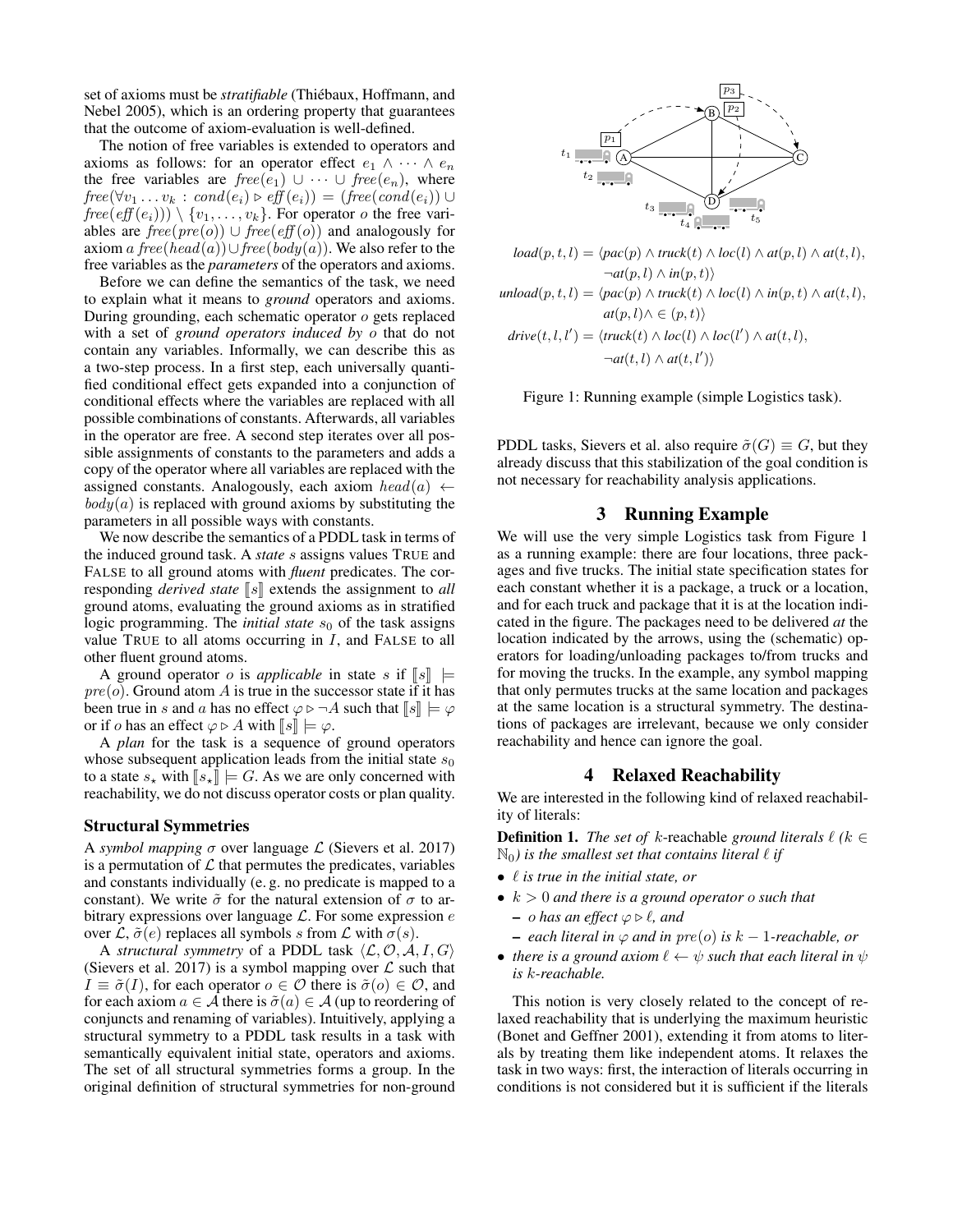set of axioms must be *stratifiable* (Thiébaux, Hoffmann, and Nebel 2005), which is an ordering property that guarantees that the outcome of axiom-evaluation is well-defined.

The notion of free variables is extended to operators and axioms as follows: for an operator effect $e_1 \wedge \cdots \wedge e_n$ the free variables are $free(e_1) \cup \cdots \cup free(e_n)$, where $free(\forall v_1 \ldots v_k : cond(e_i) \triangleright eff(e_i)) = (free(cond(e_i)) \cup free(eff(e_i))) \setminus \{v_1, \ldots, v_k\}$. For operator $o$ the free variables are $free(pre(o)) \cup free(eff(o))$ and analogously for axiom $a$ $free(head(a)) \cup free(body(a))$. We also refer to the free variables as the *parameters* of the operators and axioms.

Before we can define the semantics of the task, we need to explain what it means to *ground* operators and axioms. During grounding, each schematic operator $o$ gets replaced with a set of *ground operators induced by* $o$ that do not contain any variables. Informally, we can describe this as a two-step process. In a first step, each universally quantified conditional effect gets expanded into a conjunction of conditional effects where the variables are replaced with all possible combinations of constants. Afterwards, all variables in the operator are free. A second step iterates over all possible assignments of constants to the parameters and adds a copy of the operator where all variables are replaced with the assigned constants. Analogously, each axiom $head(a) \leftarrow body(a)$ is replaced with ground axioms by substituting the parameters in all possible ways with constants.

We now describe the semantics of a PDDL task in terms of the induced ground task. A *state* $s$ assigns values TRUE and FALSE to all ground atoms with *fluent* predicates. The corresponding *derived state* $[\![s]\!]$ extends the assignment to *all* ground atoms, evaluating the ground axioms as in stratified logic programming. The *initial state* $s_0$ of the task assigns value TRUE to all atoms occurring in $I$, and FALSE to all other fluent ground atoms.

A ground operator $o$ is *applicable* in state $s$ if $[\![s]\!] \models pre(o)$. Ground atom $A$ is true in the successor state if it has been true in $s$ and $a$ has no effect $\varphi \triangleright \neg A$ such that $[\![s]\!] \models \varphi$ or if $o$ has an effect $\varphi \triangleright A$ with $[\![s]\!] \models \varphi$.

A *plan* for the task is a sequence of ground operators whose subsequent application leads from the initial state $s_0$ to a state $s_\star$ with $[\![s_\star]\!] \models G$. As we are only concerned with reachability, we do not discuss operator costs or plan quality.

### Structural Symmetries

A *symbol mapping* $\sigma$ over language $\mathcal{L}$ (Sievers et al. 2017) is a permutation of $\mathcal{L}$ that permutes the predicates, variables and constants individually (e. g. no predicate is mapped to a constant). We write $\tilde{\sigma}$ for the natural extension of $\sigma$ to arbitrary expressions over language $\mathcal{L}$. For some expression $e$ over $\mathcal{L}$, $\tilde{\sigma}(e)$ replaces all symbols $s$ from $\mathcal{L}$ with $\sigma(s)$.

A *structural symmetry* of a PDDL task $\langle \mathcal{L}, \mathcal{O}, \mathcal{A}, I, G \rangle$ (Sievers et al. 2017) is a symbol mapping over $\mathcal{L}$ such that $I \equiv \tilde{\sigma}(I)$, for each operator $o \in \mathcal{O}$ there is $\tilde{\sigma}(o) \in \mathcal{O}$, and for each axiom $a \in \mathcal{A}$ there is $\tilde{\sigma}(a) \in \mathcal{A}$ (up to reordering of conjuncts and renaming of variables). Intuitively, applying a structural symmetry to a PDDL task results in a task with semantically equivalent initial state, operators and axioms. The set of all structural symmetries forms a group. In the original definition of structural symmetries for non-ground PDDL tasks, Sievers et al. also require $\tilde{\sigma}(G) \equiv G$, but they already discuss that this stabilization of the goal condition is not necessary for reachability analysis applications.

$$
\begin{aligned}
load(p,t,l) &= \langle pac(p) \wedge truck(t) \wedge loc(l) \wedge at(p,l) \wedge at(t,l), \\
&\qquad \neg at(p,l) \wedge in(p,t) \rangle \\
unload(p,t,l) &= \langle pac(p) \wedge truck(t) \wedge loc(l) \wedge in(p,t) \wedge at(t,l), \\
&\qquad at(p,l) \wedge \in (p,t) \rangle \\
drive(t,l,l') &= \langle truck(t) \wedge loc(l) \wedge loc(l') \wedge at(t,l), \\
&\qquad \neg at(t,l) \wedge at(t,l') \rangle
\end{aligned}
$$

Figure 1: Running example (simple Logistics task).

## 3 Running Example

We will use the very simple Logistics task from Figure 1 as a running example: there are four locations, three packages and five trucks. The initial state specification states for each constant whether it is a package, a truck or a location, and for each truck and package that it is at the location indicated in the figure. The packages need to be delivered *at* the location indicated by the arrows, using the (schematic) operators for loading/unloading packages to/from trucks and for moving the trucks. In the example, any symbol mapping that only permutes trucks at the same location and packages at the same location is a structural symmetry. The destinations of packages are irrelevant, because we only consider reachability and hence can ignore the goal.

## 4 Relaxed Reachability

We are interested in the following kind of relaxed reachability of literals:

**Definition 1.** *The set of* $k$-reachable *ground literals* $\ell$ *(*$k \in \mathbb{N}_0$*) is the smallest set that contains literal* $\ell$ *if*

- $\ell$ *is true in the initial state, or*
- $k > 0$ *and there is a ground operator* $o$ *such that*
  - $o$ *has an effect* $\varphi \triangleright \ell$*, and*
  - *each literal in* $\varphi$ *and in* $pre(o)$ *is* $k-1$*-reachable, or*
- *there is a ground axiom* $\ell \leftarrow \psi$ *such that each literal in* $\psi$ *is* $k$*-reachable.*

This notion is very closely related to the concept of relaxed reachability that is underlying the maximum heuristic (Bonet and Geffner 2001), extending it from atoms to literals by treating them like independent atoms. It relaxes the task in two ways: first, the interaction of literals occurring in conditions is not considered but it is sufficient if the literals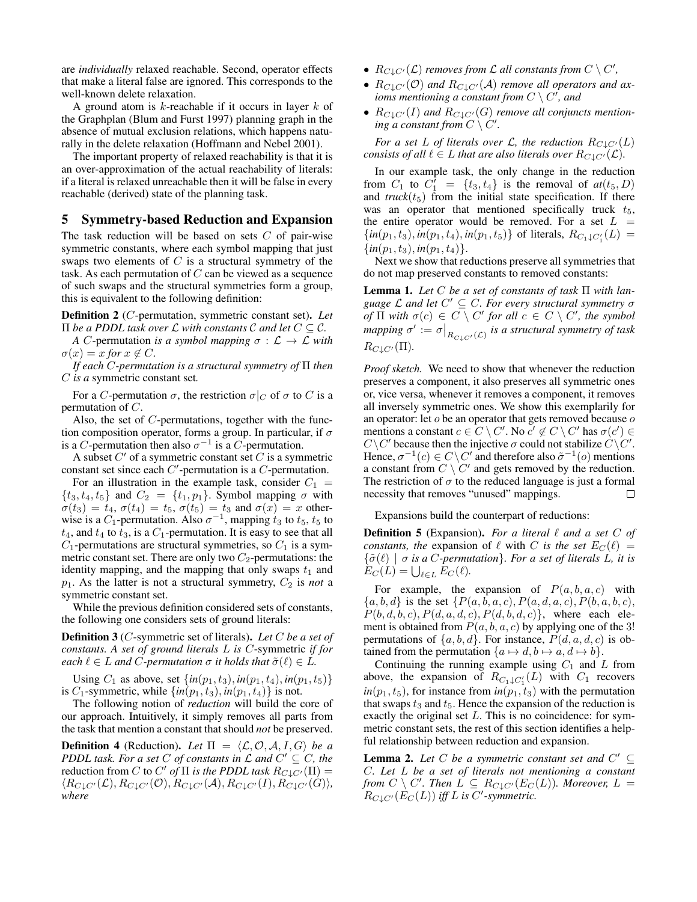are *individually* relaxed reachable. Second, operator effects that make a literal false are ignored. This corresponds to the well-known delete relaxation.

A ground atom is $k$-reachable if it occurs in layer $k$ of the Graphplan (Blum and Furst 1997) planning graph in the absence of mutual exclusion relations, which happens naturally in the delete relaxation (Hoffmann and Nebel 2001).

The important property of relaxed reachability is that it is an over-approximation of the actual reachability of literals: if a literal is relaxed unreachable then it will be false in every reachable (derived) state of the planning task.

## 5 Symmetry-based Reduction and Expansion

The task reduction will be based on sets $C$ of pair-wise symmetric constants, where each symbol mapping that just swaps two elements of $C$ is a structural symmetry of the task. As each permutation of $C$ can be viewed as a sequence of such swaps and the structural symmetries form a group, this is equivalent to the following definition:

**Definition 2** ($C$-permutation, symmetric constant set)**.** *Let $\Pi$ be a PDDL task over $\mathcal{L}$ with constants $\mathcal{C}$ and let $C \subseteq \mathcal{C}$.*

*A* $C$-permutation *is a symbol mapping $\sigma : \mathcal{L} \to \mathcal{L}$ with $\sigma(x) = x$ for $x \notin C$.*

*If each $C$-permutation is a structural symmetry of $\Pi$ then $C$ is a* symmetric constant set*.*

For a $C$-permutation $\sigma$, the restriction $\sigma|_C$ of $\sigma$ to $C$ is a permutation of $C$.

Also, the set of $C$-permutations, together with the function composition operator, forms a group. In particular, if $\sigma$ is a $C$-permutation then also $\sigma^{-1}$ is a $C$-permutation.

A subset $C'$ of a symmetric constant set $C$ is a symmetric constant set since each $C'$-permutation is a $C$-permutation.

For an illustration in the example task, consider $C_1 = \{t_3, t_4, t_5\}$ and $C_2 = \{t_1, p_1\}$. Symbol mapping $\sigma$ with $\sigma(t_3) = t_4$, $\sigma(t_4) = t_5$, $\sigma(t_5) = t_3$ and $\sigma(x) = x$ otherwise is a $C_1$-permutation. Also $\sigma^{-1}$, mapping $t_3$ to $t_5$, $t_5$ to $t_4$, and $t_4$ to $t_3$, is a $C_1$-permutation. It is easy to see that all $C_1$-permutations are structural symmetries, so $C_1$ is a symmetric constant set. There are only two $C_2$-permutations: the identity mapping, and the mapping that only swaps $t_1$ and $p_1$. As the latter is not a structural symmetry, $C_2$ is *not* a symmetric constant set.

While the previous definition considered sets of constants, the following one considers sets of ground literals:

**Definition 3** ($C$-symmetric set of literals)**.** *Let $C$ be a set of constants. A set of ground literals $L$ is $C$-*symmetric *if for each $\ell \in L$ and $C$-permutation $\sigma$ it holds that $\tilde{\sigma}(\ell) \in L$.*

Using $C_1$ as above, set $\{\mathit{in}(p_1, t_3), \mathit{in}(p_1, t_4), \mathit{in}(p_1, t_5)\}$ is $C_1$-symmetric, while $\{\mathit{in}(p_1, t_3), \mathit{in}(p_1, t_4)\}$ is not.

The following notion of *reduction* will build the core of our approach. Intuitively, it simply removes all parts from the task that mention a constant that should *not* be preserved.

**Definition 4** (Reduction)**.** *Let $\Pi = \langle \mathcal{L}, \mathcal{O}, \mathcal{A}, I, G \rangle$ be a PDDL task. For a set $C$ of constants in $\mathcal{L}$ and $C' \subseteq C$, the* reduction from $C$ to $C'$ *of $\Pi$ is the PDDL task $R_{C \downarrow C'}(\Pi) = \langle R_{C \downarrow C'}(\mathcal{L}), R_{C \downarrow C'}(\mathcal{O}), R_{C \downarrow C'}(\mathcal{A}), R_{C \downarrow C'}(I), R_{C \downarrow C'}(G) \rangle$, where*

- *$R_{C \downarrow C'}(\mathcal{L})$ removes from $\mathcal{L}$ all constants from $C \setminus C'$,*
- *$R_{C \downarrow C'}(\mathcal{O})$ and $R_{C \downarrow C'}(\mathcal{A})$ remove all operators and axioms mentioning a constant from $C \setminus C'$, and*
- *$R_{C \downarrow C'}(I)$ and $R_{C \downarrow C'}(G)$ remove all conjuncts mentioning a constant from $C \setminus C'$.*

*For a set $L$ of literals over $\mathcal{L}$, the reduction $R_{C \downarrow C'}(L)$ consists of all $\ell \in L$ that are also literals over $R_{C \downarrow C'}(\mathcal{L})$.*

In our example task, the only change in the reduction from $C_1$ to $C_1' = \{t_3, t_4\}$ is the removal of $\mathit{at}(t_5, D)$ and $\mathit{truck}(t_5)$ from the initial state specification. If there was an operator that mentioned specifically truck $t_5$, the entire operator would be removed. For a set $L = \{\mathit{in}(p_1, t_3), \mathit{in}(p_1, t_4), \mathit{in}(p_1, t_5)\}$ of literals, $R_{C_1 \downarrow C_1'}(L) = \{\mathit{in}(p_1, t_3), \mathit{in}(p_1, t_4)\}$.

Next we show that reductions preserve all symmetries that do not map preserved constants to removed constants:

**Lemma 1.** *Let $C$ be a set of constants of task $\Pi$ with language $\mathcal{L}$ and let $C' \subseteq C$. For every structural symmetry $\sigma$ of $\Pi$ with $\sigma(c) \in C \setminus C'$ for all $c \in C \setminus C'$, the symbol mapping $\sigma' := \sigma\big|_{R_{C \downarrow C'}(\mathcal{L})}$ is a structural symmetry of task $R_{C \downarrow C'}(\Pi)$.*

*Proof sketch.* We need to show that whenever the reduction preserves a component, it also preserves all symmetric ones or, vice versa, whenever it removes a component, it removes all inversely symmetric ones. We show this exemplarily for an operator: let $o$ be an operator that gets removed because $o$ mentions a constant $c \in C \setminus C'$. No $c' \notin C \setminus C'$ has $\sigma(c') \in C \setminus C'$ because then the injective $\sigma$ could not stabilize $C \setminus C'$. Hence, $\sigma^{-1}(c) \in C \setminus C'$ and therefore also $\tilde{\sigma}^{-1}(o)$ mentions a constant from $C \setminus C'$ and gets removed by the reduction. The restriction of $\sigma$ to the reduced language is just a formal necessity that removes "unused" mappings. $\square$

Expansions build the counterpart of reductions:

**Definition 5** (Expansion)**.** *For a literal $\ell$ and a set $C$ of constants, the* expansion of $\ell$ with $C$ *is the set $E_C(\ell) = \{\tilde{\sigma}(\ell) \mid \sigma \text{ is a } C\text{-permutation}\}$. For a set of literals $L$, it is $E_C(L) = \bigcup_{\ell \in L} E_C(\ell)$.*

For example, the expansion of $P(a, b, a, c)$ with $\{a, b, d\}$ is the set $\{P(a, b, a, c), P(a, d, a, c), P(b, a, b, c), P(b, d, b, c), P(d, a, d, c), P(d, b, d, c)\}$, where each element is obtained from $P(a, b, a, c)$ by applying one of the 3! permutations of $\{a, b, d\}$. For instance, $P(d, a, d, c)$ is obtained from the permutation $\{a \mapsto d, b \mapsto a, d \mapsto b\}$.

Continuing the running example using $C_1$ and $L$ from above, the expansion of $R_{C_1 \downarrow C_1'}(L)$ with $C_1$ recovers $\mathit{in}(p_1, t_5)$, for instance from $\mathit{in}(p_1, t_3)$ with the permutation that swaps $t_3$ and $t_5$. Hence the expansion of the reduction is exactly the original set $L$. This is no coincidence: for symmetric constant sets, the rest of this section identifies a helpful relationship between reduction and expansion.

**Lemma 2.** *Let $C$ be a symmetric constant set and $C' \subseteq C$. Let $L$ be a set of literals not mentioning a constant from $C \setminus C'$. Then $L \subseteq R_{C \downarrow C'}(E_C(L))$. Moreover, $L = R_{C \downarrow C'}(E_C(L))$ iff $L$ is $C'$-symmetric.*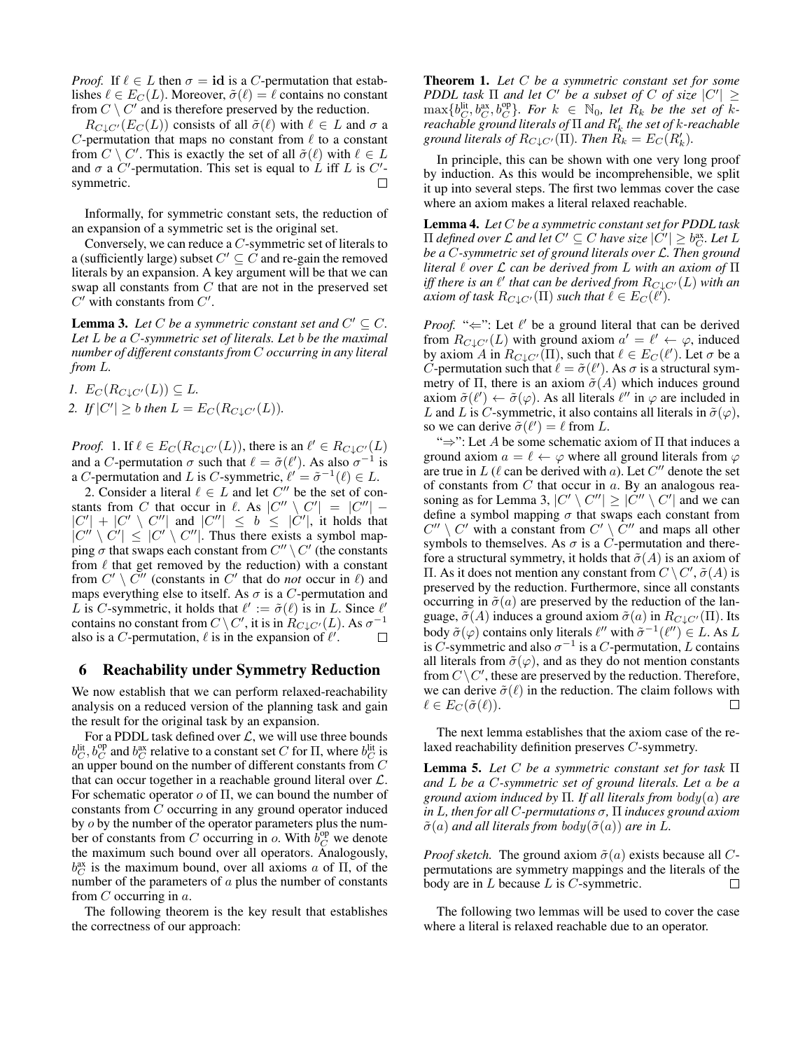*Proof.* If $\ell \in L$ then $\sigma = \mathbf{id}$ is a $C$-permutation that establishes $\ell \in E_C(L)$. Moreover, $\tilde{\sigma}(\ell) = \ell$ contains no constant from $C \setminus C'$ and is therefore preserved by the reduction.

$R_{C\downarrow C'}(E_C(L))$ consists of all $\tilde{\sigma}(\ell)$ with $\ell \in L$ and $\sigma$ a $C$-permutation that maps no constant from $\ell$ to a constant from $C \setminus C'$. This is exactly the set of all $\tilde{\sigma}(\ell)$ with $\ell \in L$ and $\sigma$ a $C'$-permutation. This set is equal to $L$ iff $L$ is $C'$-symmetric. □

Informally, for symmetric constant sets, the reduction of an expansion of a symmetric set is the original set.

Conversely, we can reduce a $C$-symmetric set of literals to a (sufficiently large) subset $C' \subseteq C$ and re-gain the removed literals by an expansion. A key argument will be that we can swap all constants from $C$ that are not in the preserved set $C'$ with constants from $C'$.

**Lemma 3.** *Let $C$ be a symmetric constant set and $C' \subseteq C$. Let $L$ be a $C$-symmetric set of literals. Let $b$ be the maximal number of different constants from $C$ occurring in any literal from $L$.*

1. *$E_C(R_{C\downarrow C'}(L)) \subseteq L$.*
2. *If $|C'| \geq b$ then $L = E_C(R_{C\downarrow C'}(L))$.*

*Proof.* 1. If $\ell \in E_C(R_{C\downarrow C'}(L))$, there is an $\ell' \in R_{C\downarrow C'}(L)$ and a $C$-permutation $\sigma$ such that $\ell = \tilde{\sigma}(\ell')$. As also $\sigma^{-1}$ is a $C$-permutation and $L$ is $C$-symmetric, $\ell' = \tilde{\sigma}^{-1}(\ell) \in L$.

2. Consider a literal $\ell \in L$ and let $C''$ be the set of constants from $C$ that occur in $\ell$. As $|C'' \setminus C'| = |C''| - |C'| + |C' \setminus C''|$ and $|C''| \leq b \leq |C'|$, it holds that $|C'' \setminus C'| \leq |C' \setminus C''|$. Thus there exists a symbol mapping $\sigma$ that swaps each constant from $C'' \setminus C'$ (the constants from $\ell$ that get removed by the reduction) with a constant from $C' \setminus C''$ (constants in $C'$ that do *not* occur in $\ell$) and maps everything else to itself. As $\sigma$ is a $C$-permutation and $L$ is $C$-symmetric, it holds that $\ell' := \tilde{\sigma}(\ell)$ is in $L$. Since $\ell'$ contains no constant from $C \setminus C'$, it is in $R_{C\downarrow C'}(L)$. As $\sigma^{-1}$ also is a $C$-permutation, $\ell$ is in the expansion of $\ell'$. □

## 6 Reachability under Symmetry Reduction

We now establish that we can perform relaxed-reachability analysis on a reduced version of the planning task and gain the result for the original task by an expansion.

For a PDDL task defined over $\mathcal{L}$, we will use three bounds $b_C^{\text{lit}}$, $b_C^{\text{op}}$ and $b_C^{\text{ax}}$ relative to a constant set $C$ for $\Pi$, where $b_C^{\text{lit}}$ is an upper bound on the number of different constants from $C$ that can occur together in a reachable ground literal over $\mathcal{L}$. For schematic operator $o$ of $\Pi$, we can bound the number of constants from $C$ occurring in any ground operator induced by $o$ by the number of the operator parameters plus the number of constants from $C$ occurring in $o$. With $b_C^{\text{op}}$ we denote the maximum such bound over all operators. Analogously, $b_C^{\text{ax}}$ is the maximum bound, over all axioms $a$ of $\Pi$, of the number of the parameters of $a$ plus the number of constants from $C$ occurring in $a$.

The following theorem is the key result that establishes the correctness of our approach:

**Theorem 1.** *Let $C$ be a symmetric constant set for some PDDL task $\Pi$ and let $C'$ be a subset of $C$ of size $|C'| \geq \max\{b_C^{\text{lit}}, b_C^{\text{ax}}, b_C^{\text{op}}\}$. For $k \in \mathbb{N}_0$, let $R_k$ be the set of $k$-reachable ground literals of $\Pi$ and $R'_k$ the set of $k$-reachable ground literals of $R_{C\downarrow C'}(\Pi)$. Then $R_k = E_C(R'_k)$.*

In principle, this can be shown with one very long proof by induction. As this would be incomprehensible, we split it up into several steps. The first two lemmas cover the case where an axiom makes a literal relaxed reachable.

**Lemma 4.** *Let $C$ be a symmetric constant set for PDDL task $\Pi$ defined over $\mathcal{L}$ and let $C' \subseteq C$ have size $|C'| \geq b_C^{\text{ax}}$. Let $L$ be a $C$-symmetric set of ground literals over $\mathcal{L}$. Then ground literal $\ell$ over $\mathcal{L}$ can be derived from $L$ with an axiom of $\Pi$ iff there is an $\ell'$ that can be derived from $R_{C\downarrow C'}(L)$ with an axiom of task $R_{C\downarrow C'}(\Pi)$ such that $\ell \in E_C(\ell')$.*

*Proof.* "⇐": Let $\ell'$ be a ground literal that can be derived from $R_{C\downarrow C'}(L)$ with ground axiom $a' = \ell' \leftarrow \varphi$, induced by axiom $A$ in $R_{C\downarrow C'}(\Pi)$, such that $\ell \in E_C(\ell')$. Let $\sigma$ be a $C$-permutation such that $\ell = \tilde{\sigma}(\ell')$. As $\sigma$ is a structural symmetry of $\Pi$, there is an axiom $\tilde{\sigma}(A)$ which induces ground axiom $\tilde{\sigma}(\ell') \leftarrow \tilde{\sigma}(\varphi)$. As all literals $\ell''$ in $\varphi$ are included in $L$ and $L$ is $C$-symmetric, it also contains all literals in $\tilde{\sigma}(\varphi)$, so we can derive $\tilde{\sigma}(\ell') = \ell$ from $L$.

"⇒": Let $A$ be some schematic axiom of $\Pi$ that induces a ground axiom $a = \ell \leftarrow \varphi$ where all ground literals from $\varphi$ are true in $L$ ($\ell$ can be derived with $a$). Let $C''$ denote the set of constants from $C$ that occur in $a$. By an analogous reasoning as for Lemma 3, $|C' \setminus C''| \geq |C'' \setminus C'|$ and we can define a symbol mapping $\sigma$ that swaps each constant from $C'' \setminus C'$ with a constant from $C' \setminus C''$ and maps all other symbols to themselves. As $\sigma$ is a $C$-permutation and therefore a structural symmetry, it holds that $\tilde{\sigma}(A)$ is an axiom of $\Pi$. As it does not mention any constant from $C \setminus C'$, $\tilde{\sigma}(A)$ is preserved by the reduction. Furthermore, since all constants occurring in $\tilde{\sigma}(a)$ are preserved by the reduction of the language, $\tilde{\sigma}(A)$ induces a ground axiom $\tilde{\sigma}(a)$ in $R_{C\downarrow C'}(\Pi)$. Its body $\tilde{\sigma}(\varphi)$ contains only literals $\ell''$ with $\tilde{\sigma}^{-1}(\ell'') \in L$. As $L$ is $C$-symmetric and also $\sigma^{-1}$ is a $C$-permutation, $L$ contains all literals from $\tilde{\sigma}(\varphi)$, and as they do not mention constants from $C \setminus C'$, these are preserved by the reduction. Therefore, we can derive $\tilde{\sigma}(\ell)$ in the reduction. The claim follows with $\ell \in E_C(\tilde{\sigma}(\ell))$. □

The next lemma establishes that the axiom case of the relaxed reachability definition preserves $C$-symmetry.

**Lemma 5.** *Let $C$ be a symmetric constant set for task $\Pi$ and $L$ be a $C$-symmetric set of ground literals. Let $a$ be a ground axiom induced by $\Pi$. If all literals from $body(a)$ are in $L$, then for all $C$-permutations $\sigma$, $\Pi$ induces ground axiom $\tilde{\sigma}(a)$ and all literals from $body(\tilde{\sigma}(a))$ are in $L$.*

*Proof sketch.* The ground axiom $\tilde{\sigma}(a)$ exists because all $C$-permutations are symmetry mappings and the literals of the body are in $L$ because $L$ is $C$-symmetric. □

The following two lemmas will be used to cover the case where a literal is relaxed reachable due to an operator.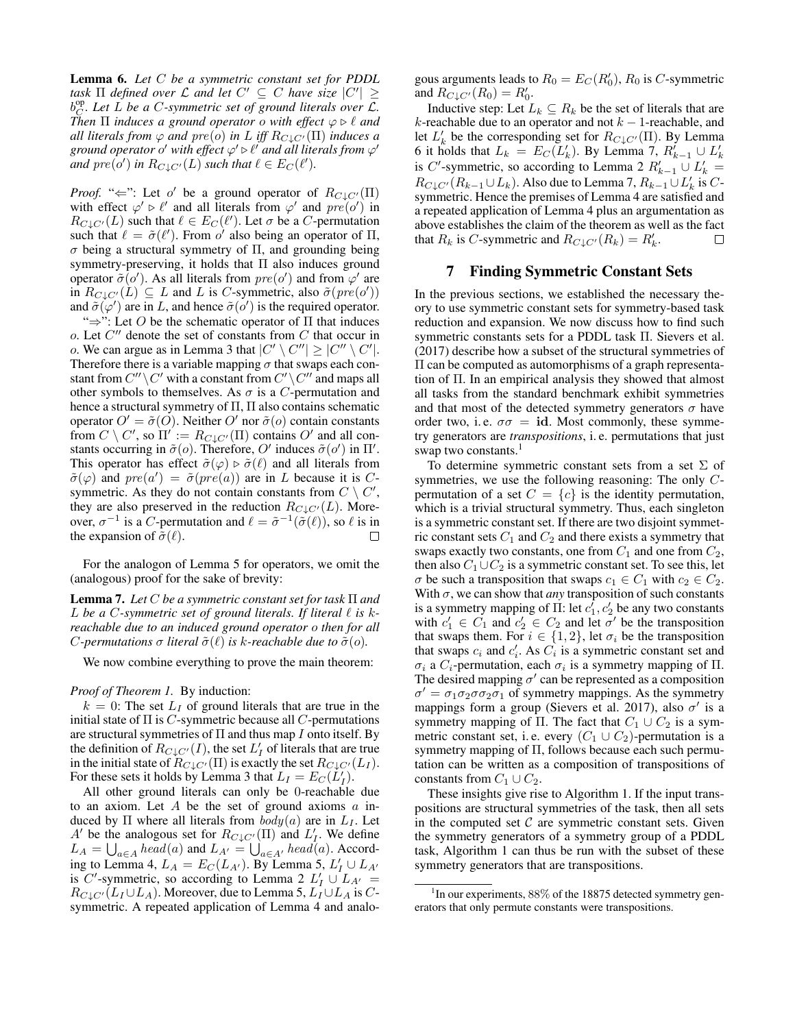**Lemma 6.** *Let $C$ be a symmetric constant set for PDDL task $\Pi$ defined over $\mathcal{L}$ and let $C' \subseteq C$ have size $|C'| \geq b_C^{\text{op}}$. Let $L$ be a $C$-symmetric set of ground literals over $\mathcal{L}$. Then $\Pi$ induces a ground operator $o$ with effect $\varphi \triangleright \ell$ and all literals from $\varphi$ and $pre(o)$ in $L$ iff $R_{C\downarrow C'}(\Pi)$ induces a ground operator $o'$ with effect $\varphi' \triangleright \ell'$ and all literals from $\varphi'$ and $pre(o')$ in $R_{C\downarrow C'}(L)$ such that $\ell \in E_C(\ell')$.*

*Proof.* "$\Leftarrow$": Let $o'$ be a ground operator of $R_{C\downarrow C'}(\Pi)$ with effect $\varphi' \triangleright \ell'$ and all literals from $\varphi'$ and $pre(o')$ in $R_{C\downarrow C'}(L)$ such that $\ell \in E_C(\ell')$. Let $\sigma$ be a $C$-permutation such that $\ell = \tilde{\sigma}(\ell')$. From $o'$ also being an operator of $\Pi$, $\sigma$ being a structural symmetry of $\Pi$, and grounding being symmetry-preserving, it holds that $\Pi$ also induces ground operator $\tilde{\sigma}(o')$. As all literals from $pre(o')$ and from $\varphi'$ are in $R_{C\downarrow C'}(L) \subseteq L$ and $L$ is $C$-symmetric, also $\tilde{\sigma}(pre(o'))$ and $\tilde{\sigma}(\varphi')$ are in $L$, and hence $\tilde{\sigma}(o')$ is the required operator.

"$\Rightarrow$": Let $O$ be the schematic operator of $\Pi$ that induces $o$. Let $C''$ denote the set of constants from $C$ that occur in $o$. We can argue as in Lemma 3 that $|C' \setminus C''| \geq |C'' \setminus C'|$. Therefore there is a variable mapping $\sigma$ that swaps each constant from $C'' \setminus C'$ with a constant from $C' \setminus C''$ and maps all other symbols to themselves. As $\sigma$ is a $C$-permutation and hence a structural symmetry of $\Pi$, $\Pi$ also contains schematic operator $O' = \tilde{\sigma}(O)$. Neither $O'$ nor $\tilde{\sigma}(o)$ contain constants from $C \setminus C'$, so $\Pi' := R_{C\downarrow C'}(\Pi)$ contains $O'$ and all constants occurring in $\tilde{\sigma}(o)$. Therefore, $O'$ induces $\tilde{\sigma}(o')$ in $\Pi'$. This operator has effect $\tilde{\sigma}(\varphi) \triangleright \tilde{\sigma}(\ell)$ and all literals from $\tilde{\sigma}(\varphi)$ and $pre(a') = \tilde{\sigma}(pre(a))$ are in $L$ because it is $C$-symmetric. As they do not contain constants from $C \setminus C'$, they are also preserved in the reduction $R_{C\downarrow C'}(L)$. Moreover, $\sigma^{-1}$ is a $C$-permutation and $\ell = \tilde{\sigma}^{-1}(\tilde{\sigma}(\ell))$, so $\ell$ is in the expansion of $\tilde{\sigma}(\ell)$. □

For the analogon of Lemma 5 for operators, we omit the (analogous) proof for the sake of brevity:

**Lemma 7.** *Let $C$ be a symmetric constant set for task $\Pi$ and $L$ be a $C$-symmetric set of ground literals. If literal $\ell$ is $k$-reachable due to an induced ground operator $o$ then for all $C$-permutations $\sigma$ literal $\tilde{\sigma}(\ell)$ is $k$-reachable due to $\tilde{\sigma}(o)$.*

We now combine everything to prove the main theorem:

*Proof of Theorem 1.* By induction:

$k = 0$: The set $L_I$ of ground literals that are true in the initial state of $\Pi$ is $C$-symmetric because all $C$-permutations are structural symmetries of $\Pi$ and thus map $I$ onto itself. By the definition of $R_{C\downarrow C'}(I)$, the set $L'_I$ of literals that are true in the initial state of $R_{C\downarrow C'}(\Pi)$ is exactly the set $R_{C\downarrow C'}(L_I)$. For these sets it holds by Lemma 3 that $L_I = E_C(L'_I)$.

All other ground literals can only be 0-reachable due to an axiom. Let $A$ be the set of ground axioms $a$ induced by $\Pi$ where all literals from $body(a)$ are in $L_I$. Let $A'$ be the analogous set for $R_{C\downarrow C'}(\Pi)$ and $L'_I$. We define $L_A = \bigcup_{a\in A} head(a)$ and $L_{A'} = \bigcup_{a\in A'} head(a)$. According to Lemma 4, $L_A = E_C(L_{A'})$. By Lemma 5, $L'_I \cup L_{A'}$ is $C'$-symmetric, so according to Lemma 2 $L'_I \cup L_{A'} = R_{C\downarrow C'}(L_I \cup L_A)$. Moreover, due to Lemma 5, $L_I \cup L_A$ is $C$-symmetric. A repeated application of Lemma 4 and analogous arguments leads to $R_0 = E_C(R'_0)$, $R_0$ is $C$-symmetric and $R_{C\downarrow C'}(R_0) = R'_0$.

Inductive step: Let $L_k \subseteq R_k$ be the set of literals that are $k$-reachable due to an operator and not $k-1$-reachable, and let $L'_k$ be the corresponding set for $R_{C\downarrow C'}(\Pi)$. By Lemma 6 it holds that $L_k = E_C(L'_k)$. By Lemma 7, $R'_{k-1} \cup L'_k$ is $C'$-symmetric, so according to Lemma 2 $R'_{k-1} \cup L'_k = R_{C\downarrow C'}(R_{k-1} \cup L_k)$. Also due to Lemma 7, $R_{k-1} \cup L'_k$ is $C$-symmetric. Hence the premises of Lemma 4 are satisfied and a repeated application of Lemma 4 plus an argumentation as above establishes the claim of the theorem as well as the fact that $R_k$ is $C$-symmetric and $R_{C\downarrow C'}(R_k) = R'_k$. □

## 7 Finding Symmetric Constant Sets

In the previous sections, we established the necessary theory to use symmetric constant sets for symmetry-based task reduction and expansion. We now discuss how to find such symmetric constants sets for a PDDL task $\Pi$. Sievers et al. (2017) describe how a subset of the structural symmetries of $\Pi$ can be computed as automorphisms of a graph representation of $\Pi$. In an empirical analysis they showed that almost all tasks from the standard benchmark exhibit symmetries and that most of the detected symmetry generators $\sigma$ have order two, i. e. $\sigma\sigma = \mathbf{id}$. Most commonly, these symmetry generators are *transpositions*, i. e. permutations that just swap two constants.[1]

To determine symmetric constant sets from a set $\Sigma$ of symmetries, we use the following reasoning: The only $C$-permutation of a set $C = \{c\}$ is the identity permutation, which is a trivial structural symmetry. Thus, each singleton is a symmetric constant set. If there are two disjoint symmetric constant sets $C_1$ and $C_2$ and there exists a symmetry that swaps exactly two constants, one from $C_1$ and one from $C_2$, then also $C_1 \cup C_2$ is a symmetric constant set. To see this, let $\sigma$ be such a transposition that swaps $c_1 \in C_1$ with $c_2 \in C_2$. With $\sigma$, we can show that *any* transposition of such constants is a symmetry mapping of $\Pi$: let $c'_1, c'_2$ be any two constants with $c'_1 \in C_1$ and $c'_2 \in C_2$ and let $\sigma'$ be the transposition that swaps them. For $i \in \{1, 2\}$, let $\sigma_i$ be the transposition that swaps $c_i$ and $c'_i$. As $C_i$ is a symmetric constant set and $\sigma_i$ a $C_i$-permutation, each $\sigma_i$ is a symmetry mapping of $\Pi$. The desired mapping $\sigma'$ can be represented as a composition $\sigma' = \sigma_1\sigma_2\sigma\sigma_2\sigma_1$ of symmetry mappings. As the symmetry mappings form a group (Sievers et al. 2017), also $\sigma'$ is a symmetry mapping of $\Pi$. The fact that $C_1 \cup C_2$ is a symmetric constant set, i. e. every $(C_1 \cup C_2)$-permutation is a symmetry mapping of $\Pi$, follows because each such permutation can be written as a composition of transpositions of constants from $C_1 \cup C_2$.

These insights give rise to Algorithm 1. If the input transpositions are structural symmetries of the task, then all sets in the computed set $\mathcal{C}$ are symmetric constant sets. Given the symmetry generators of a symmetry group of a PDDL task, Algorithm 1 can thus be run with the subset of these symmetry generators that are transpositions.

[1] In our experiments, 88% of the 18875 detected symmetry generators that only permute constants were transpositions.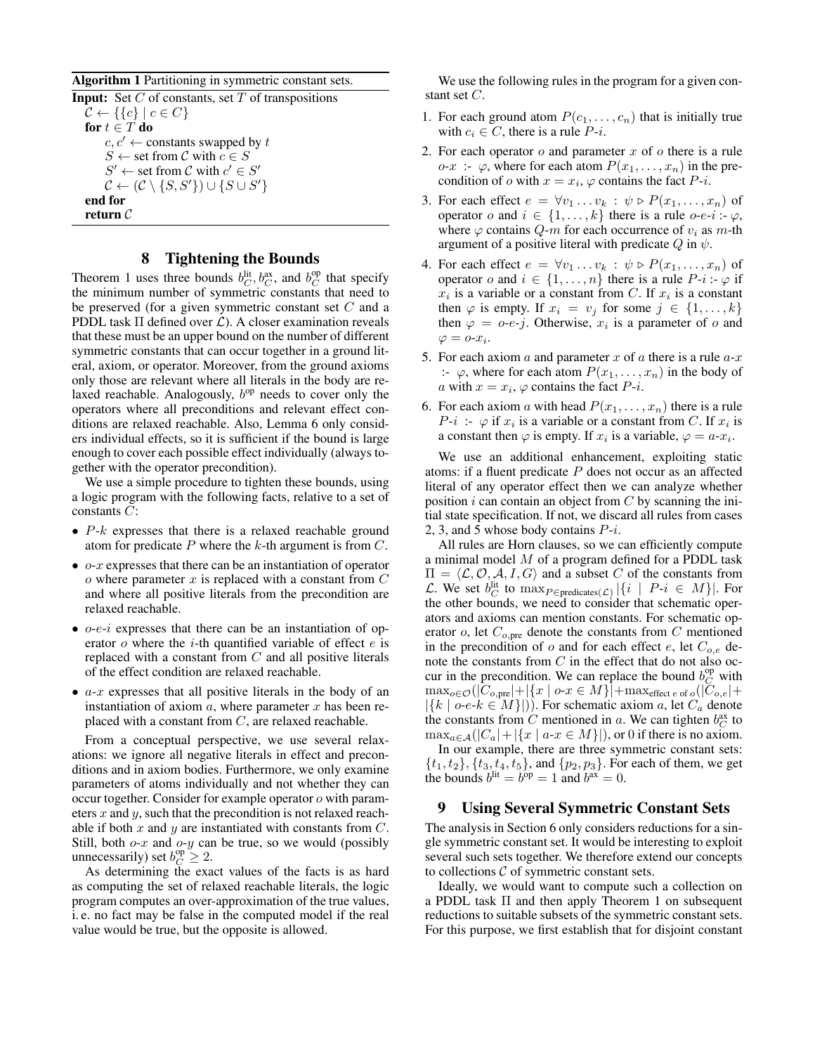**Algorithm 1** Partitioning in symmetric constant sets.

**Input:** Set $C$ of constants, set $T$ of transpositions

$\mathcal{C} \leftarrow \{\{c\} \mid c \in C\}$
**for** $t \in T$ **do**
  $c, c' \leftarrow$ constants swapped by $t$
  $S \leftarrow$ set from $\mathcal{C}$ with $c \in S$
  $S' \leftarrow$ set from $\mathcal{C}$ with $c' \in S'$
  $\mathcal{C} \leftarrow (\mathcal{C} \setminus \{S, S'\}) \cup \{S \cup S'\}$
**end for**
**return** $\mathcal{C}$

## 8 Tightening the Bounds

Theorem 1 uses three bounds $b_C^{\text{lit}}, b_C^{\text{ax}}$, and $b_C^{\text{op}}$ that specify the minimum number of symmetric constants that need to be preserved (for a given symmetric constant set $C$ and a PDDL task $\Pi$ defined over $\mathcal{L}$). A closer examination reveals that these must be an upper bound on the number of different symmetric constants that can occur together in a ground literal, axiom, or operator. Moreover, from the ground axioms only those are relevant where all literals in the body are relaxed reachable. Analogously, $b^{\text{op}}$ needs to cover only the operators where all preconditions and relevant effect conditions are relaxed reachable. Also, Lemma 6 only considers individual effects, so it is sufficient if the bound is large enough to cover each possible effect individually (always together with the operator precondition).

We use a simple procedure to tighten these bounds, using a logic program with the following facts, relative to a set of constants $C$:

- $P$-$k$ expresses that there is a relaxed reachable ground atom for predicate $P$ where the $k$-th argument is from $C$.
- $o$-$x$ expresses that there can be an instantiation of operator $o$ where parameter $x$ is replaced with a constant from $C$ and where all positive literals from the precondition are relaxed reachable.
- $o$-$e$-$i$ expresses that there can be an instantiation of operator $o$ where the $i$-th quantified variable of effect $e$ is replaced with a constant from $C$ and all positive literals of the effect condition are relaxed reachable.
- $a$-$x$ expresses that all positive literals in the body of an instantiation of axiom $a$, where parameter $x$ has been replaced with a constant from $C$, are relaxed reachable.

From a conceptual perspective, we use several relaxations: we ignore all negative literals in effect and preconditions and in axiom bodies. Furthermore, we only examine parameters of atoms individually and not whether they can occur together. Consider for example operator $o$ with parameters $x$ and $y$, such that the precondition is not relaxed reachable if both $x$ and $y$ are instantiated with constants from $C$. Still, both $o$-$x$ and $o$-$y$ can be true, so we would (possibly unnecessarily) set $b_C^{\text{op}} \geq 2$.

As determining the exact values of the facts is as hard as computing the set of relaxed reachable literals, the logic program computes an over-approximation of the true values, i. e. no fact may be false in the computed model if the real value would be true, but the opposite is allowed.

We use the following rules in the program for a given constant set $C$.

1. For each ground atom $P(c_1, \dots, c_n)$ that is initially true with $c_i \in C$, there is a rule $P$-$i$.
2. For each operator $o$ and parameter $x$ of $o$ there is a rule $o$-$x$ :- $\varphi$, where for each atom $P(x_1, \dots, x_n)$ in the precondition of $o$ with $x = x_i$, $\varphi$ contains the fact $P$-$i$.
3. For each effect $e = \forall v_1 \dots v_k : \psi \triangleright P(x_1, \dots, x_n)$ of operator $o$ and $i \in \{1, \dots, k\}$ there is a rule $o$-$e$-$i$ :- $\varphi$, where $\varphi$ contains $Q$-$m$ for each occurrence of $v_i$ as $m$-th argument of a positive literal with predicate $Q$ in $\psi$.
4. For each effect $e = \forall v_1 \dots v_k : \psi \triangleright P(x_1, \dots, x_n)$ of operator $o$ and $i \in \{1, \dots, n\}$ there is a rule $P$-$i$ :- $\varphi$ if $x_i$ is a variable or a constant from $C$. If $x_i$ is a constant then $\varphi$ is empty. If $x_i = v_j$ for some $j \in \{1, \dots, k\}$ then $\varphi = o$-$e$-$j$. Otherwise, $x_i$ is a parameter of $o$ and $\varphi = o$-$x_i$.
5. For each axiom $a$ and parameter $x$ of $a$ there is a rule $a$-$x$ :- $\varphi$, where for each atom $P(x_1, \dots, x_n)$ in the body of $a$ with $x = x_i$, $\varphi$ contains the fact $P$-$i$.
6. For each axiom $a$ with head $P(x_1, \dots, x_n)$ there is a rule $P$-$i$ :- $\varphi$ if $x_i$ is a variable or a constant from $C$. If $x_i$ is a constant then $\varphi$ is empty. If $x_i$ is a variable, $\varphi = a$-$x_i$.

We use an additional enhancement, exploiting static atoms: if a fluent predicate $P$ does not occur as an affected literal of any operator effect then we can analyze whether position $i$ can contain an object from $C$ by scanning the initial state specification. If not, we discard all rules from cases 2, 3, and 5 whose body contains $P$-$i$.

All rules are Horn clauses, so we can efficiently compute a minimal model $M$ of a program defined for a PDDL task $\Pi = \langle \mathcal{L}, \mathcal{O}, \mathcal{A}, I, G \rangle$ and a subset $C$ of the constants from $\mathcal{L}$. We set $b_C^{\text{lit}}$ to $\max_{P \in \text{predicates}(\mathcal{L})} |\{i \mid P\text{-}i \in M\}|$. For the other bounds, we need to consider that schematic operators and axioms can mention constants. For schematic operator $o$, let $C_{o,\text{pre}}$ denote the constants from $C$ mentioned in the precondition of $o$ and for each effect $e$, let $C_{o,e}$ denote the constants from $C$ in the effect that do not also occur in the precondition. We can replace the bound $b_C^{\text{op}}$ with $\max_{o \in \mathcal{O}}(|C_{o,\text{pre}}| + |\{x \mid o\text{-}x \in M\}| + \max_{\text{effect } e \text{ of } o}(|C_{o,e}| + |\{k \mid o\text{-}e\text{-}k \in M\}|))$. For schematic axiom $a$, let $C_a$ denote the constants from $C$ mentioned in $a$. We can tighten $b_C^{\text{ax}}$ to $\max_{a \in \mathcal{A}}(|C_a| + |\{x \mid a\text{-}x \in M\}|)$, or 0 if there is no axiom.

In our example, there are three symmetric constant sets: $\{t_1, t_2\}$, $\{t_3, t_4, t_5\}$, and $\{p_2, p_3\}$. For each of them, we get the bounds $b^{\text{lit}} = b^{\text{op}} = 1$ and $b^{\text{ax}} = 0$.

## 9 Using Several Symmetric Constant Sets

The analysis in Section 6 only considers reductions for a single symmetric constant set. It would be interesting to exploit several such sets together. We therefore extend our concepts to collections $\mathcal{C}$ of symmetric constant sets.

Ideally, we would want to compute such a collection on a PDDL task $\Pi$ and then apply Theorem 1 on subsequent reductions to suitable subsets of the symmetric constant sets. For this purpose, we first establish that for disjoint constant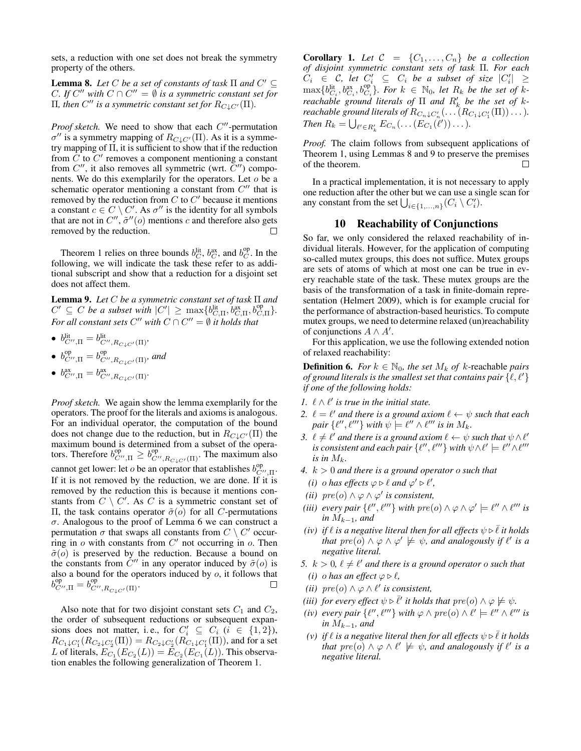sets, a reduction with one set does not break the symmetry property of the others.

**Lemma 8.** *Let $C$ be a set of constants of task $\Pi$ and $C' \subseteq C$. If $C''$ with $C \cap C'' = \emptyset$ is a symmetric constant set for $\Pi$, then $C''$ is a symmetric constant set for $R_{C\downarrow C'}(\Pi)$.*

*Proof sketch.* We need to show that each $C''$-permutation $\sigma''$ is a symmetry mapping of $R_{C\downarrow C'}(\Pi)$. As it is a symmetry mapping of $\Pi$, it is sufficient to show that if the reduction from $C$ to $C'$ removes a component mentioning a constant from $C''$, it also removes all symmetric (wrt. $C''$) components. We do this exemplarily for the operators. Let $o$ be a schematic operator mentioning a constant from $C''$ that is removed by the reduction from $C$ to $C'$ because it mentions a constant $c \in C \setminus C'$. As $\sigma''$ is the identity for all symbols that are not in $C''$, $\tilde{\sigma}''(o)$ mentions $c$ and therefore also gets removed by the reduction. □

Theorem 1 relies on three bounds $b^{\text{lit}}_C$, $b^{\text{ax}}_C$, and $b^{\text{op}}_C$. In the following, we will indicate the task these refer to as additional subscript and show that a reduction for a disjoint set does not affect them.

**Lemma 9.** *Let $C$ be a symmetric constant set of task $\Pi$ and $C' \subseteq C$ be a subset with $|C'| \geq \max\{b^{\text{lit}}_{C,\Pi}, b^{\text{ax}}_{C,\Pi}, b^{\text{op}}_{C,\Pi}\}$. For all constant sets $C''$ with $C \cap C'' = \emptyset$ it holds that*

- $b^{\text{lit}}_{C'',\Pi} = b^{\text{lit}}_{C'',R_{C\downarrow C'}(\Pi)}$,
- $b^{\text{op}}_{C'',\Pi} = b^{\text{op}}_{C'',R_{C\downarrow C'}(\Pi)}$, *and*
- $b^{\text{ax}}_{C'',\Pi} = b^{\text{ax}}_{C'',R_{C\downarrow C'}(\Pi)}$.

*Proof sketch.* We again show the lemma exemplarily for the operators. The proof for the literals and axioms is analogous. For an individual operator, the computation of the bound does not change due to the reduction, but in $R_{C\downarrow C'}(\Pi)$ the maximum bound is determined from a subset of the operators. Therefore $b^{\text{op}}_{C'',\Pi} \geq b^{\text{op}}_{C'',R_{C\downarrow C'}(\Pi)}$. The maximum also cannot get lower: let $o$ be an operator that establishes $b^{\text{op}}_{C'',\Pi}$. If it is not removed by the reduction, we are done. If it is removed by the reduction this is because it mentions constants from $C \setminus C'$. As $C$ is a symmetric constant set of $\Pi$, the task contains operator $\tilde{\sigma}(o)$ for all $C$-permutations $\sigma$. Analogous to the proof of Lemma 6 we can construct a permutation $\sigma$ that swaps all constants from $C \setminus C'$ occurring in $o$ with constants from $C'$ not occurring in $o$. Then $\tilde{\sigma}(o)$ is preserved by the reduction. Because a bound on the constants from $C''$ in any operator induced by $\tilde{\sigma}(o)$ is also a bound for the operators induced by $o$, it follows that $b^{\text{op}}_{C'',\Pi} = b^{\text{op}}_{C'',R_{C\downarrow C'}(\Pi)}$. □

Also note that for two disjoint constant sets $C_1$ and $C_2$, the order of subsequent reductions or subsequent expansions does not matter, i. e., for $C'_i \subseteq C_i$ ($i \in \{1, 2\}$), $R_{C_1\downarrow C'_1}(R_{C_2\downarrow C'_2}(\Pi)) = R_{C_2\downarrow C'_2}(R_{C_1\downarrow C'_1}(\Pi))$, and for a set $L$ of literals, $E_{C_1}(E_{C_2}(L)) = E_{C_2}(E_{C_1}(L))$. This observation enables the following generalization of Theorem 1.

**Corollary 1.** *Let $\mathcal{C} = \{C_1, \ldots, C_n\}$ be a collection of disjoint symmetric constant sets of task $\Pi$. For each $C_i \in \mathcal{C}$, let $C'_i \subseteq C_i$ be a subset of size $|C'_i| \geq \max\{b^{\text{lit}}_{C_i}, b^{\text{ax}}_{C_i}, b^{\text{op}}_{C_i}\}$. For $k \in \mathbb{N}_0$, let $R_k$ be the set of $k$-reachable ground literals of $\Pi$ and $R'_k$ be the set of $k$-reachable ground literals of $R_{C_n\downarrow C'_n}(\ldots(R_{C_1\downarrow C'_1}(\Pi))\ldots)$. Then $R_k = \bigcup_{\ell' \in R'_k} E_{C_n}(\ldots(E_{C_1}(\ell'))\ldots)$.*

*Proof.* The claim follows from subsequent applications of Theorem 1, using Lemmas 8 and 9 to preserve the premises of the theorem. □

In a practical implementation, it is not necessary to apply one reduction after the other but we can use a single scan for any constant from the set $\bigcup_{i\in\{1,\ldots,n\}}(C_i \setminus C'_i)$.

## 10 Reachability of Conjunctions

So far, we only considered the relaxed reachability of individual literals. However, for the application of computing so-called mutex groups, this does not suffice. Mutex groups are sets of atoms of which at most one can be true in every reachable state of the task. These mutex groups are the basis of the transformation of a task in finite-domain representation (Helmert 2009), which is for example crucial for the performance of abstraction-based heuristics. To compute mutex groups, we need to determine relaxed (un)reachability of conjunctions $A \wedge A'$.

For this application, we use the following extended notion of relaxed reachability:

**Definition 6.** *For $k \in \mathbb{N}_0$, the set $M_k$ of $k$-*reachable *pairs of ground literals is the smallest set that contains pair $\{\ell, \ell'\}$ if one of the following holds:*

1. *$\ell \wedge \ell'$ is true in the initial state.*
2. *$\ell = \ell'$ and there is a ground axiom $\ell \leftarrow \psi$ such that each pair $\{\ell'', \ell'''\}$ with $\psi \models \ell'' \wedge \ell'''$ is in $M_k$.*
3. *$\ell \neq \ell'$ and there is a ground axiom $\ell \leftarrow \psi$ such that $\psi \wedge \ell'$ is consistent and each pair $\{\ell'', \ell'''\}$ with $\psi \wedge \ell' \models \ell'' \wedge \ell'''$ is in $M_k$.*
4. *$k > 0$ and there is a ground operator $o$ such that*
   - *(i) $o$ has effects $\varphi \triangleright \ell$ and $\varphi' \triangleright \ell'$,*
   - *(ii) $pre(o) \wedge \varphi \wedge \varphi'$ is consistent,*
   - *(iii) every pair $\{\ell'', \ell'''\}$ with $pre(o) \wedge \varphi \wedge \varphi' \models \ell'' \wedge \ell'''$ is in $M_{k-1}$, and*
   - *(iv) if $\ell$ is a negative literal then for all effects $\psi \triangleright \bar{\ell}$ it holds that $pre(o) \wedge \varphi \wedge \varphi' \not\models \psi$, and analogously if $\ell'$ is a negative literal.*
5. *$k > 0$, $\ell \neq \ell'$ and there is a ground operator $o$ such that*
   - *(i) $o$ has an effect $\varphi \triangleright \ell$,*
   - *(ii) $pre(o) \wedge \varphi \wedge \ell'$ is consistent,*
   - *(iii) for every effect $\psi \triangleright \bar{\ell}'$ it holds that $pre(o) \wedge \varphi \not\models \psi$.*
   - *(iv) every pair $\{\ell'', \ell'''\}$ with $\varphi \wedge pre(o) \wedge \ell' \models \ell'' \wedge \ell'''$ is in $M_{k-1}$, and*
   - *(v) if $\ell$ is a negative literal then for all effects $\psi \triangleright \bar{\ell}$ it holds that $pre(o) \wedge \varphi \wedge \ell' \not\models \psi$, and analogously if $\ell'$ is a negative literal.*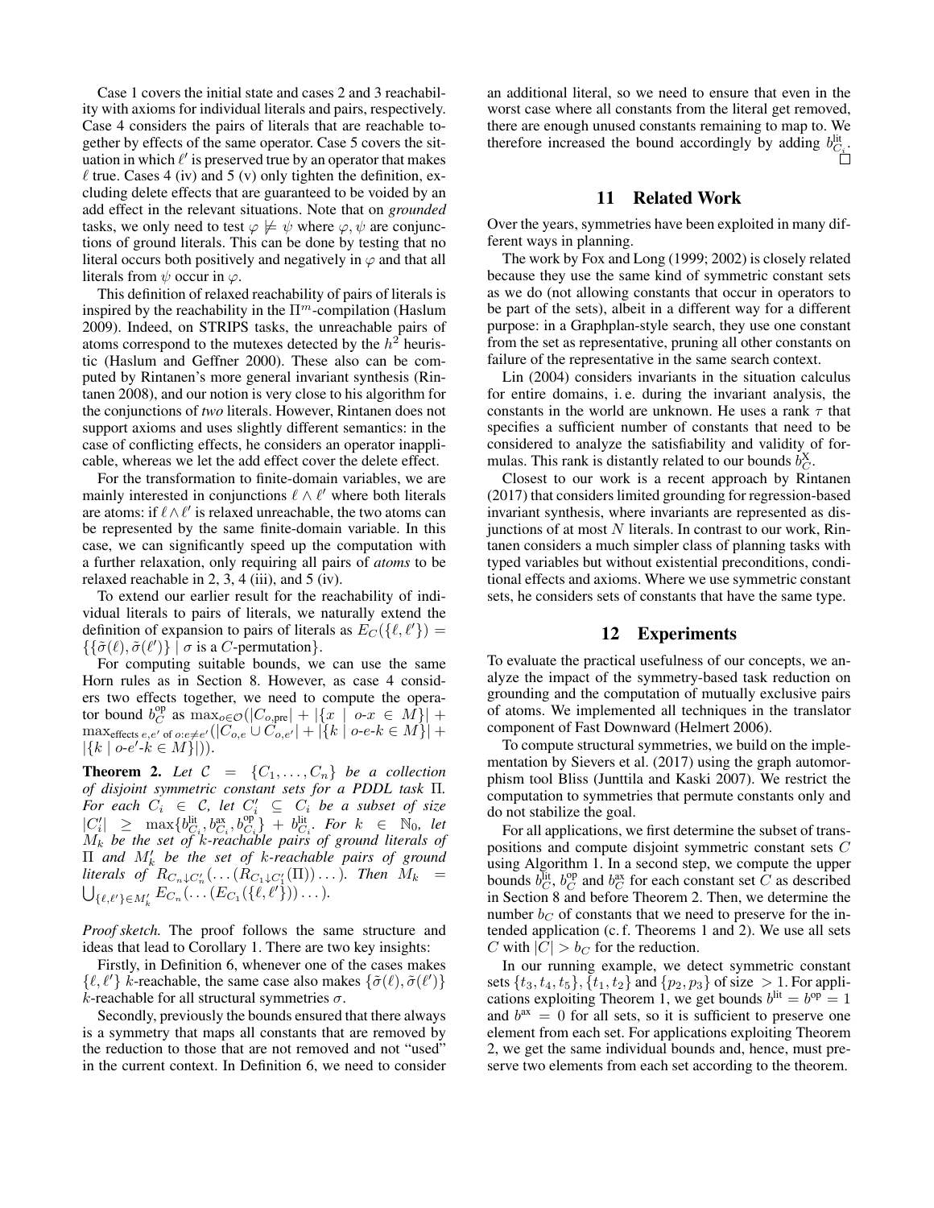Case 1 covers the initial state and cases 2 and 3 reachability with axioms for individual literals and pairs, respectively. Case 4 considers the pairs of literals that are reachable together by effects of the same operator. Case 5 covers the situation in which $\ell'$ is preserved true by an operator that makes $\ell$ true. Cases 4 (iv) and 5 (v) only tighten the definition, excluding delete effects that are guaranteed to be voided by an add effect in the relevant situations. Note that on *grounded* tasks, we only need to test $\varphi \not\models \psi$ where $\varphi, \psi$ are conjunctions of ground literals. This can be done by testing that no literal occurs both positively and negatively in $\varphi$ and that all literals from $\psi$ occur in $\varphi$.

This definition of relaxed reachability of pairs of literals is inspired by the reachability in the $\Pi^m$-compilation (Haslum 2009). Indeed, on STRIPS tasks, the unreachable pairs of atoms correspond to the mutexes detected by the $h^2$ heuristic (Haslum and Geffner 2000). These also can be computed by Rintanen's more general invariant synthesis (Rintanen 2008), and our notion is very close to his algorithm for the conjunctions of *two* literals. However, Rintanen does not support axioms and uses slightly different semantics: in the case of conflicting effects, he considers an operator inapplicable, whereas we let the add effect cover the delete effect.

For the transformation to finite-domain variables, we are mainly interested in conjunctions $\ell \wedge \ell'$ where both literals are atoms: if $\ell \wedge \ell'$ is relaxed unreachable, the two atoms can be represented by the same finite-domain variable. In this case, we can significantly speed up the computation with a further relaxation, only requiring all pairs of *atoms* to be relaxed reachable in 2, 3, 4 (iii), and 5 (iv).

To extend our earlier result for the reachability of individual literals to pairs of literals, we naturally extend the definition of expansion to pairs of literals as $E_C(\{\ell, \ell'\}) = \{\{\tilde{\sigma}(\ell), \tilde{\sigma}(\ell')\} \mid \sigma \text{ is a } C\text{-permutation}\}$.

For computing suitable bounds, we can use the same Horn rules as in Section 8. However, as case 4 considers two effects together, we need to compute the operator bound $b_C^{\text{op}}$ as $\max_{o \in \mathcal{O}}(|C_{o,\text{pre}}| + |\{x \mid o\text{-}x \in M\}| + \max_{\text{effects } e,e' \text{ of } o:e \neq e'}(|C_{o,e} \cup C_{o,e'}| + |\{k \mid o\text{-}e\text{-}k \in M\}| + |\{k \mid o\text{-}e'\text{-}k \in M\}|))$.

**Theorem 2.** *Let $\mathcal{C} = \{C_1, \ldots, C_n\}$ be a collection of disjoint symmetric constant sets for a PDDL task $\Pi$. For each $C_i \in \mathcal{C}$, let $C_i' \subseteq C_i$ be a subset of size $|C_i'| \geq \max\{b_{C_i}^{\text{lit}}, b_{C_i}^{\text{ax}}, b_{C_i}^{\text{op}}\} + b_{C_i}^{\text{lit}}$. For $k \in \mathbb{N}_0$, let $M_k$ be the set of $k$-reachable pairs of ground literals of $\Pi$ and $M_k'$ be the set of $k$-reachable pairs of ground literals of $R_{C_n \downarrow C_n'}(\ldots(R_{C_1 \downarrow C_1'}(\Pi))\ldots)$. Then $M_k = \bigcup_{\{\ell,\ell'\} \in M_k'} E_{C_n}(\ldots(E_{C_1}(\{\ell, \ell'\}))\ldots)$.*

*Proof sketch.* The proof follows the same structure and ideas that lead to Corollary 1. There are two key insights:

Firstly, in Definition 6, whenever one of the cases makes $\{\ell, \ell'\}$ $k$-reachable, the same case also makes $\{\tilde{\sigma}(\ell), \tilde{\sigma}(\ell')\}$ $k$-reachable for all structural symmetries $\sigma$.

Secondly, previously the bounds ensured that there always is a symmetry that maps all constants that are removed by the reduction to those that are not removed and not "used" in the current context. In Definition 6, we need to consider an additional literal, so we need to ensure that even in the worst case where all constants from the literal get removed, there are enough unused constants remaining to map to. We therefore increased the bound accordingly by adding $b_{C_i}^{\text{lit}}$. □

## 11 Related Work

Over the years, symmetries have been exploited in many different ways in planning.

The work by Fox and Long (1999; 2002) is closely related because they use the same kind of symmetric constant sets as we do (not allowing constants that occur in operators to be part of the sets), albeit in a different way for a different purpose: in a Graphplan-style search, they use one constant from the set as representative, pruning all other constants on failure of the representative in the same search context.

Lin (2004) considers invariants in the situation calculus for entire domains, i. e. during the invariant analysis, the constants in the world are unknown. He uses a rank $\tau$ that specifies a sufficient number of constants that need to be considered to analyze the satisfiability and validity of formulas. This rank is distantly related to our bounds $b_C^{\text{X}}$.

Closest to our work is a recent approach by Rintanen (2017) that considers limited grounding for regression-based invariant synthesis, where invariants are represented as disjunctions of at most $N$ literals. In contrast to our work, Rintanen considers a much simpler class of planning tasks with typed variables but without existential preconditions, conditional effects and axioms. Where we use symmetric constant sets, he considers sets of constants that have the same type.

## 12 Experiments

To evaluate the practical usefulness of our concepts, we analyze the impact of the symmetry-based task reduction on grounding and the computation of mutually exclusive pairs of atoms. We implemented all techniques in the translator component of Fast Downward (Helmert 2006).

To compute structural symmetries, we build on the implementation by Sievers et al. (2017) using the graph automorphism tool Bliss (Junttila and Kaski 2007). We restrict the computation to symmetries that permute constants only and do not stabilize the goal.

For all applications, we first determine the subset of transpositions and compute disjoint symmetric constant sets $C$ using Algorithm 1. In a second step, we compute the upper bounds $b_C^{\text{lit}}$, $b_C^{\text{op}}$ and $b_C^{\text{ax}}$ for each constant set $C$ as described in Section 8 and before Theorem 2. Then, we determine the number $b_C$ of constants that we need to preserve for the intended application (c. f. Theorems 1 and 2). We use all sets $C$ with $|C| > b_C$ for the reduction.

In our running example, we detect symmetric constant sets $\{t_3, t_4, t_5\}$, $\{t_1, t_2\}$ and $\{p_2, p_3\}$ of size $> 1$. For applications exploiting Theorem 1, we get bounds $b^{\text{lit}} = b^{\text{op}} = 1$ and $b^{\text{ax}} = 0$ for all sets, so it is sufficient to preserve one element from each set. For applications exploiting Theorem 2, we get the same individual bounds and, hence, must preserve two elements from each set according to the theorem.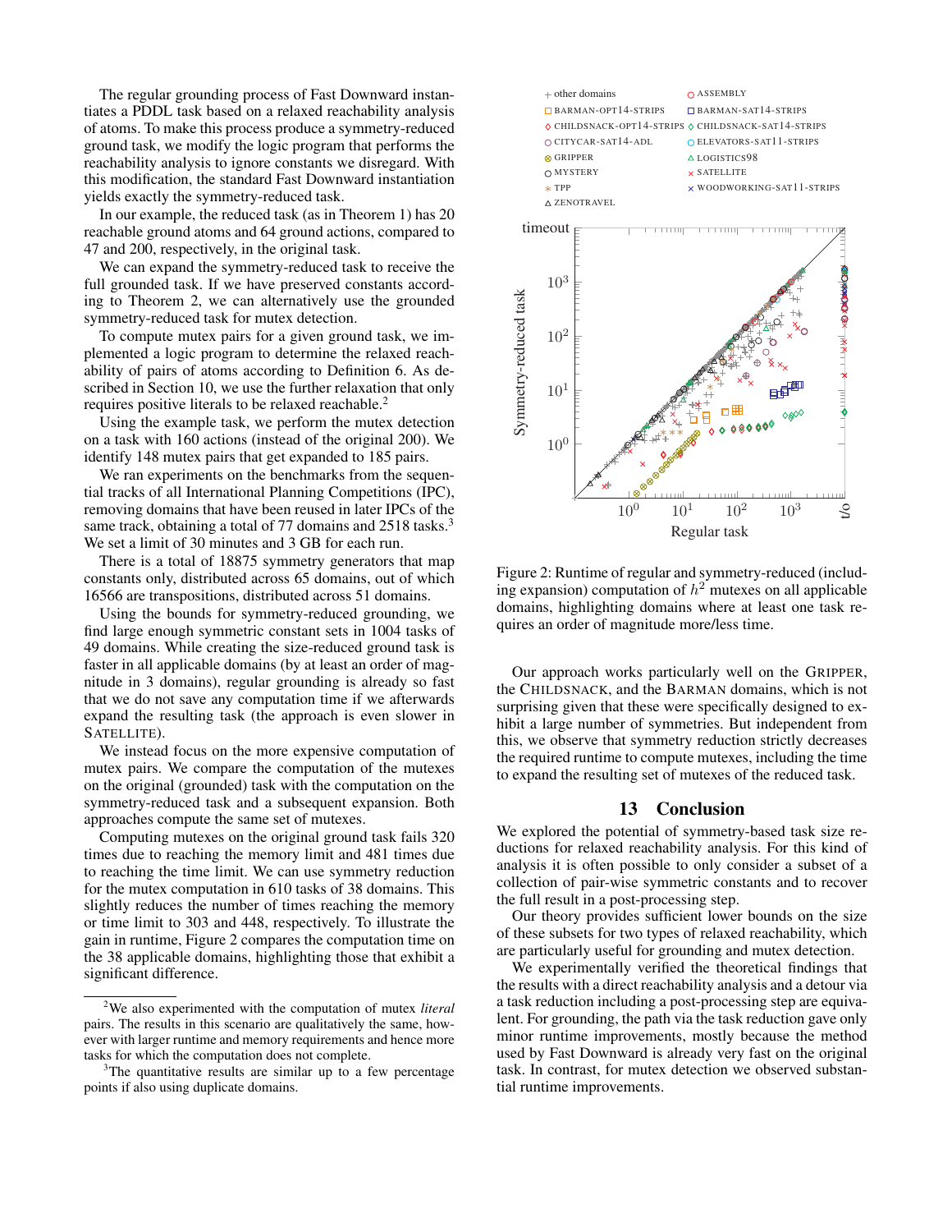The regular grounding process of Fast Downward instantiates a PDDL task based on a relaxed reachability analysis of atoms. To make this process produce a symmetry-reduced ground task, we modify the logic program that performs the reachability analysis to ignore constants we disregard. With this modification, the standard Fast Downward instantiation yields exactly the symmetry-reduced task.

In our example, the reduced task (as in Theorem 1) has 20 reachable ground atoms and 64 ground actions, compared to 47 and 200, respectively, in the original task.

We can expand the symmetry-reduced task to receive the full grounded task. If we have preserved constants according to Theorem 2, we can alternatively use the grounded symmetry-reduced task for mutex detection.

To compute mutex pairs for a given ground task, we implemented a logic program to determine the relaxed reachability of pairs of atoms according to Definition 6. As described in Section 10, we use the further relaxation that only requires positive literals to be relaxed reachable.[2]

Using the example task, we perform the mutex detection on a task with 160 actions (instead of the original 200). We identify 148 mutex pairs that get expanded to 185 pairs.

We ran experiments on the benchmarks from the sequential tracks of all International Planning Competitions (IPC), removing domains that have been reused in later IPCs of the same track, obtaining a total of 77 domains and 2518 tasks.[3] We set a limit of 30 minutes and 3 GB for each run.

There is a total of 18875 symmetry generators that map constants only, distributed across 65 domains, out of which 16566 are transpositions, distributed across 51 domains.

Using the bounds for symmetry-reduced grounding, we find large enough symmetric constant sets in 1004 tasks of 49 domains. While creating the size-reduced ground task is faster in all applicable domains (by at least an order of magnitude in 3 domains), regular grounding is already so fast that we do not save any computation time if we afterwards expand the resulting task (the approach is even slower in SATELLITE).

We instead focus on the more expensive computation of mutex pairs. We compare the computation of the mutexes on the original (grounded) task with the computation on the symmetry-reduced task and a subsequent expansion. Both approaches compute the same set of mutexes.

Computing mutexes on the original ground task fails 320 times due to reaching the memory limit and 481 times due to reaching the time limit. We can use symmetry reduction for the mutex computation in 610 tasks of 38 domains. This slightly reduces the number of times reaching the memory or time limit to 303 and 448, respectively. To illustrate the gain in runtime, Figure 2 compares the computation time on the 38 applicable domains, highlighting those that exhibit a significant difference.

Figure 2: Runtime of regular and symmetry-reduced (including expansion) computation of $h^2$ mutexes on all applicable domains, highlighting domains where at least one task requires an order of magnitude more/less time.

Our approach works particularly well on the GRIPPER, the CHILDSNACK, and the BARMAN domains, which is not surprising given that these were specifically designed to exhibit a large number of symmetries. But independent from this, we observe that symmetry reduction strictly decreases the required runtime to compute mutexes, including the time to expand the resulting set of mutexes of the reduced task.

## 13 Conclusion

We explored the potential of symmetry-based task size reductions for relaxed reachability analysis. For this kind of analysis it is often possible to only consider a subset of a collection of pair-wise symmetric constants and to recover the full result in a post-processing step.

Our theory provides sufficient lower bounds on the size of these subsets for two types of relaxed reachability, which are particularly useful for grounding and mutex detection.

We experimentally verified the theoretical findings that the results with a direct reachability analysis and a detour via a task reduction including a post-processing step are equivalent. For grounding, the path via the task reduction gave only minor runtime improvements, mostly because the method used by Fast Downward is already very fast on the original task. In contrast, for mutex detection we observed substantial runtime improvements.

---

[2] We also experimented with the computation of mutex *literal* pairs. The results in this scenario are qualitatively the same, however with larger runtime and memory requirements and hence more tasks for which the computation does not complete.

[3] The quantitative results are similar up to a few percentage points if also using duplicate domains.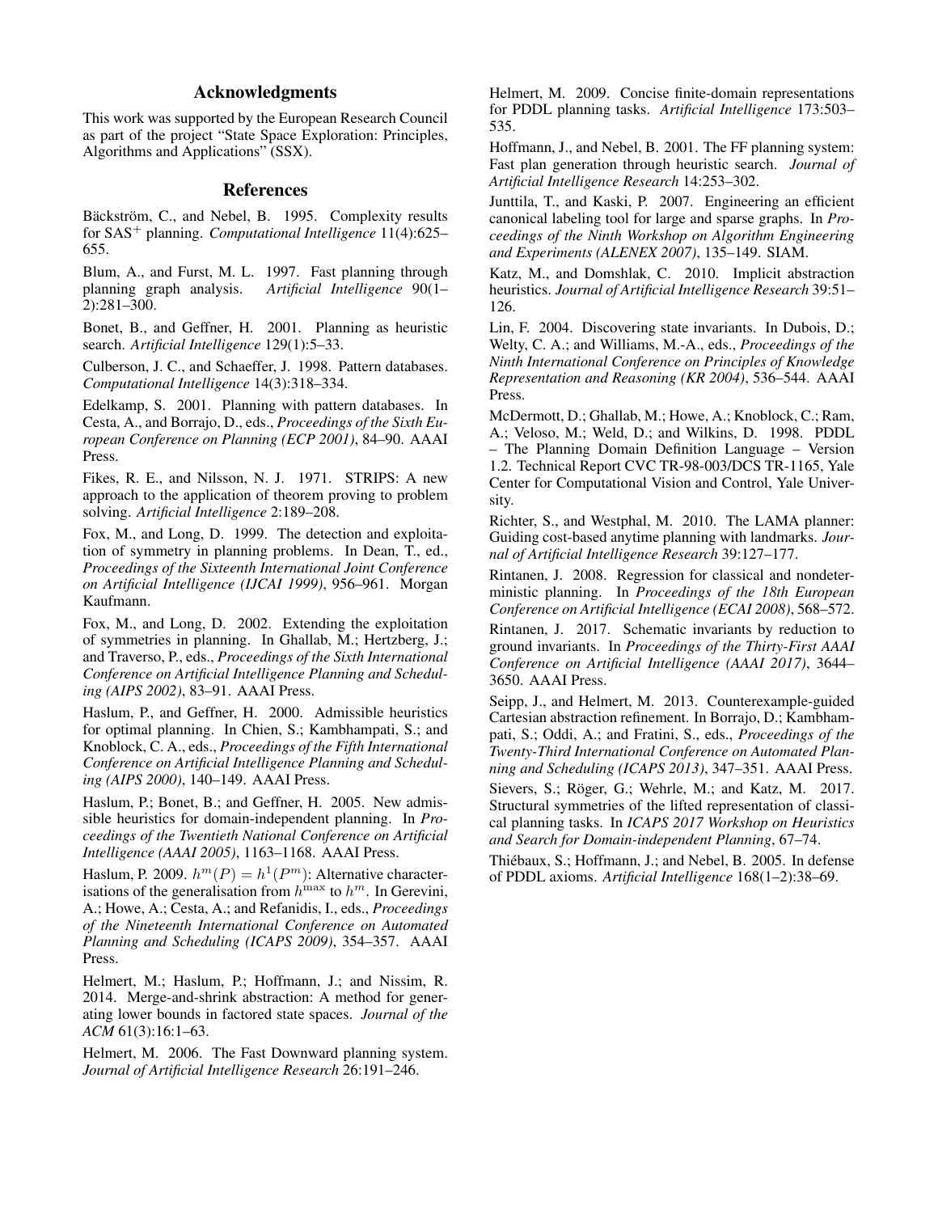## Acknowledgments

This work was supported by the European Research Council as part of the project "State Space Exploration: Principles, Algorithms and Applications" (SSX).

## References

Bäckström, C., and Nebel, B. 1995. Complexity results for SAS$^+$ planning. *Computational Intelligence* 11(4):625–655.

Blum, A., and Furst, M. L. 1997. Fast planning through planning graph analysis. *Artificial Intelligence* 90(1–2):281–300.

Bonet, B., and Geffner, H. 2001. Planning as heuristic search. *Artificial Intelligence* 129(1):5–33.

Culberson, J. C., and Schaeffer, J. 1998. Pattern databases. *Computational Intelligence* 14(3):318–334.

Edelkamp, S. 2001. Planning with pattern databases. In Cesta, A., and Borrajo, D., eds., *Proceedings of the Sixth European Conference on Planning (ECP 2001)*, 84–90. AAAI Press.

Fikes, R. E., and Nilsson, N. J. 1971. STRIPS: A new approach to the application of theorem proving to problem solving. *Artificial Intelligence* 2:189–208.

Fox, M., and Long, D. 1999. The detection and exploitation of symmetry in planning problems. In Dean, T., ed., *Proceedings of the Sixteenth International Joint Conference on Artificial Intelligence (IJCAI 1999)*, 956–961. Morgan Kaufmann.

Fox, M., and Long, D. 2002. Extending the exploitation of symmetries in planning. In Ghallab, M.; Hertzberg, J.; and Traverso, P., eds., *Proceedings of the Sixth International Conference on Artificial Intelligence Planning and Scheduling (AIPS 2002)*, 83–91. AAAI Press.

Haslum, P., and Geffner, H. 2000. Admissible heuristics for optimal planning. In Chien, S.; Kambhampati, S.; and Knoblock, C. A., eds., *Proceedings of the Fifth International Conference on Artificial Intelligence Planning and Scheduling (AIPS 2000)*, 140–149. AAAI Press.

Haslum, P.; Bonet, B.; and Geffner, H. 2005. New admissible heuristics for domain-independent planning. In *Proceedings of the Twentieth National Conference on Artificial Intelligence (AAAI 2005)*, 1163–1168. AAAI Press.

Haslum, P. 2009. $h^m(P) = h^1(P^m)$: Alternative characterisations of the generalisation from $h^{\max}$ to $h^m$. In Gerevini, A.; Howe, A.; Cesta, A.; and Refanidis, I., eds., *Proceedings of the Nineteenth International Conference on Automated Planning and Scheduling (ICAPS 2009)*, 354–357. AAAI Press.

Helmert, M.; Haslum, P.; Hoffmann, J.; and Nissim, R. 2014. Merge-and-shrink abstraction: A method for generating lower bounds in factored state spaces. *Journal of the ACM* 61(3):16:1–63.

Helmert, M. 2006. The Fast Downward planning system. *Journal of Artificial Intelligence Research* 26:191–246.

Helmert, M. 2009. Concise finite-domain representations for PDDL planning tasks. *Artificial Intelligence* 173:503–535.

Hoffmann, J., and Nebel, B. 2001. The FF planning system: Fast plan generation through heuristic search. *Journal of Artificial Intelligence Research* 14:253–302.

Junttila, T., and Kaski, P. 2007. Engineering an efficient canonical labeling tool for large and sparse graphs. In *Proceedings of the Ninth Workshop on Algorithm Engineering and Experiments (ALENEX 2007)*, 135–149. SIAM.

Katz, M., and Domshlak, C. 2010. Implicit abstraction heuristics. *Journal of Artificial Intelligence Research* 39:51–126.

Lin, F. 2004. Discovering state invariants. In Dubois, D.; Welty, C. A.; and Williams, M.-A., eds., *Proceedings of the Ninth International Conference on Principles of Knowledge Representation and Reasoning (KR 2004)*, 536–544. AAAI Press.

McDermott, D.; Ghallab, M.; Howe, A.; Knoblock, C.; Ram, A.; Veloso, M.; Weld, D.; and Wilkins, D. 1998. PDDL – The Planning Domain Definition Language – Version 1.2. Technical Report CVC TR-98-003/DCS TR-1165, Yale Center for Computational Vision and Control, Yale University.

Richter, S., and Westphal, M. 2010. The LAMA planner: Guiding cost-based anytime planning with landmarks. *Journal of Artificial Intelligence Research* 39:127–177.

Rintanen, J. 2008. Regression for classical and nondeterministic planning. In *Proceedings of the 18th European Conference on Artificial Intelligence (ECAI 2008)*, 568–572.

Rintanen, J. 2017. Schematic invariants by reduction to ground invariants. In *Proceedings of the Thirty-First AAAI Conference on Artificial Intelligence (AAAI 2017)*, 3644–3650. AAAI Press.

Seipp, J., and Helmert, M. 2013. Counterexample-guided Cartesian abstraction refinement. In Borrajo, D.; Kambhampati, S.; Oddi, A.; and Fratini, S., eds., *Proceedings of the Twenty-Third International Conference on Automated Planning and Scheduling (ICAPS 2013)*, 347–351. AAAI Press.

Sievers, S.; Röger, G.; Wehrle, M.; and Katz, M. 2017. Structural symmetries of the lifted representation of classical planning tasks. In *ICAPS 2017 Workshop on Heuristics and Search for Domain-independent Planning*, 67–74.

Thiébaux, S.; Hoffmann, J.; and Nebel, B. 2005. In defense of PDDL axioms. *Artificial Intelligence* 168(1–2):38–69.